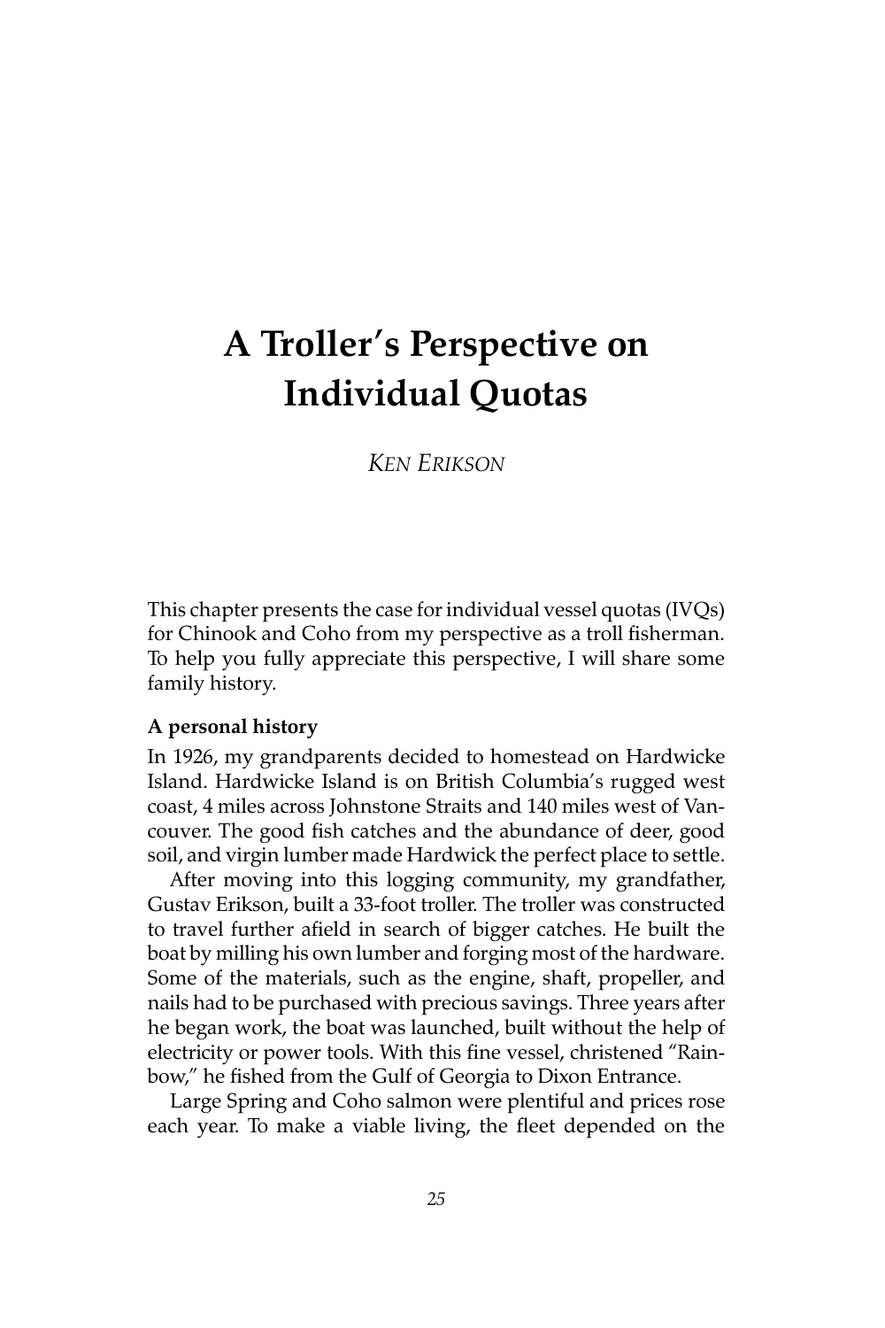# A Troller's Perspective on Individual Quotas

*KEN ERIKSON*

This chapter presents the case for individual vessel quotas (IVQs) for Chinook and Coho from my perspective as a troll fisherman. To help you fully appreciate this perspective, I will share some family history.

**A personal history**

In 1926, my grandparents decided to homestead on Hardwicke Island. Hardwicke Island is on British Columbia's rugged west coast, 4 miles across Johnstone Straits and 140 miles west of Vancouver. The good fish catches and the abundance of deer, good soil, and virgin lumber made Hardwick the perfect place to settle.

After moving into this logging community, my grandfather, Gustav Erikson, built a 33-foot troller. The troller was constructed to travel further afield in search of bigger catches. He built the boat by milling his own lumber and forging most of the hardware. Some of the materials, such as the engine, shaft, propeller, and nails had to be purchased with precious savings. Three years after he began work, the boat was launched, built without the help of electricity or power tools. With this fine vessel, christened "Rainbow," he fished from the Gulf of Georgia to Dixon Entrance.

Large Spring and Coho salmon were plentiful and prices rose each year. To make a viable living, the fleet depended on the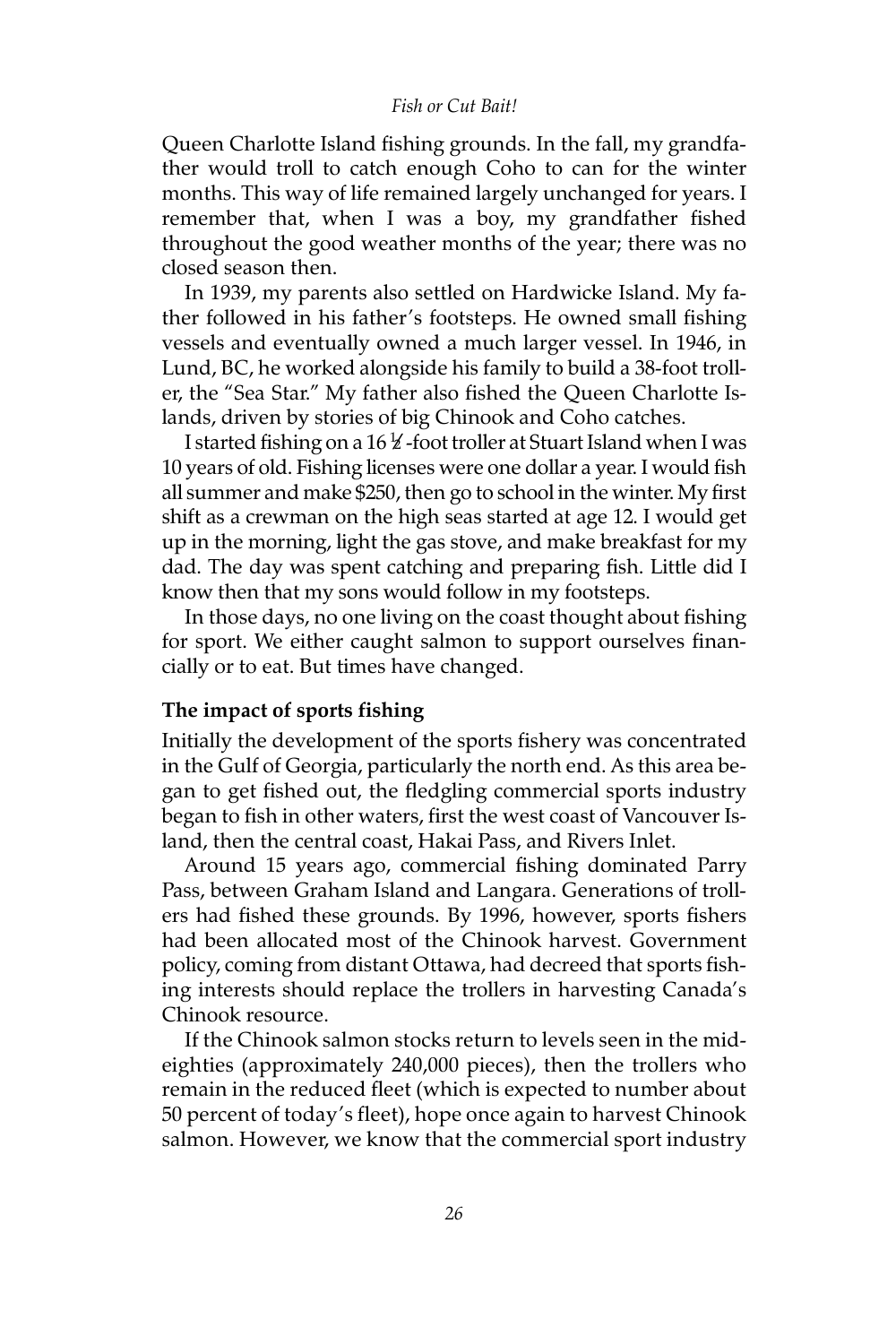Queen Charlotte Island fishing grounds. In the fall, my grandfather would troll to catch enough Coho to can for the winter months. This way of life remained largely unchanged for years. I remember that, when I was a boy, my grandfather fished throughout the good weather months of the year; there was no closed season then.

In 1939, my parents also settled on Hardwicke Island. My father followed in his father's footsteps. He owned small fishing vessels and eventually owned a much larger vessel. In 1946, in Lund, BC, he worked alongside his family to build a 38-foot troller, the "Sea Star." My father also fished the Queen Charlotte Islands, driven by stories of big Chinook and Coho catches.

I started fishing on a 16 ½-foot troller at Stuart Island when I was 10 years of old. Fishing licenses were one dollar a year. I would fish all summer and make $250, then go to school in the winter. My first shift as a crewman on the high seas started at age 12. I would get up in the morning, light the gas stove, and make breakfast for my dad. The day was spent catching and preparing fish. Little did I know then that my sons would follow in my footsteps.

In those days, no one living on the coast thought about fishing for sport. We either caught salmon to support ourselves financially or to eat. But times have changed.

**The impact of sports fishing**

Initially the development of the sports fishery was concentrated in the Gulf of Georgia, particularly the north end. As this area began to get fished out, the fledgling commercial sports industry began to fish in other waters, first the west coast of Vancouver Island, then the central coast, Hakai Pass, and Rivers Inlet.

Around 15 years ago, commercial fishing dominated Parry Pass, between Graham Island and Langara. Generations of trollers had fished these grounds. By 1996, however, sports fishers had been allocated most of the Chinook harvest. Government policy, coming from distant Ottawa, had decreed that sports fishing interests should replace the trollers in harvesting Canada's Chinook resource.

If the Chinook salmon stocks return to levels seen in the mid-eighties (approximately 240,000 pieces), then the trollers who remain in the reduced fleet (which is expected to number about 50 percent of today's fleet), hope once again to harvest Chinook salmon. However, we know that the commercial sport industry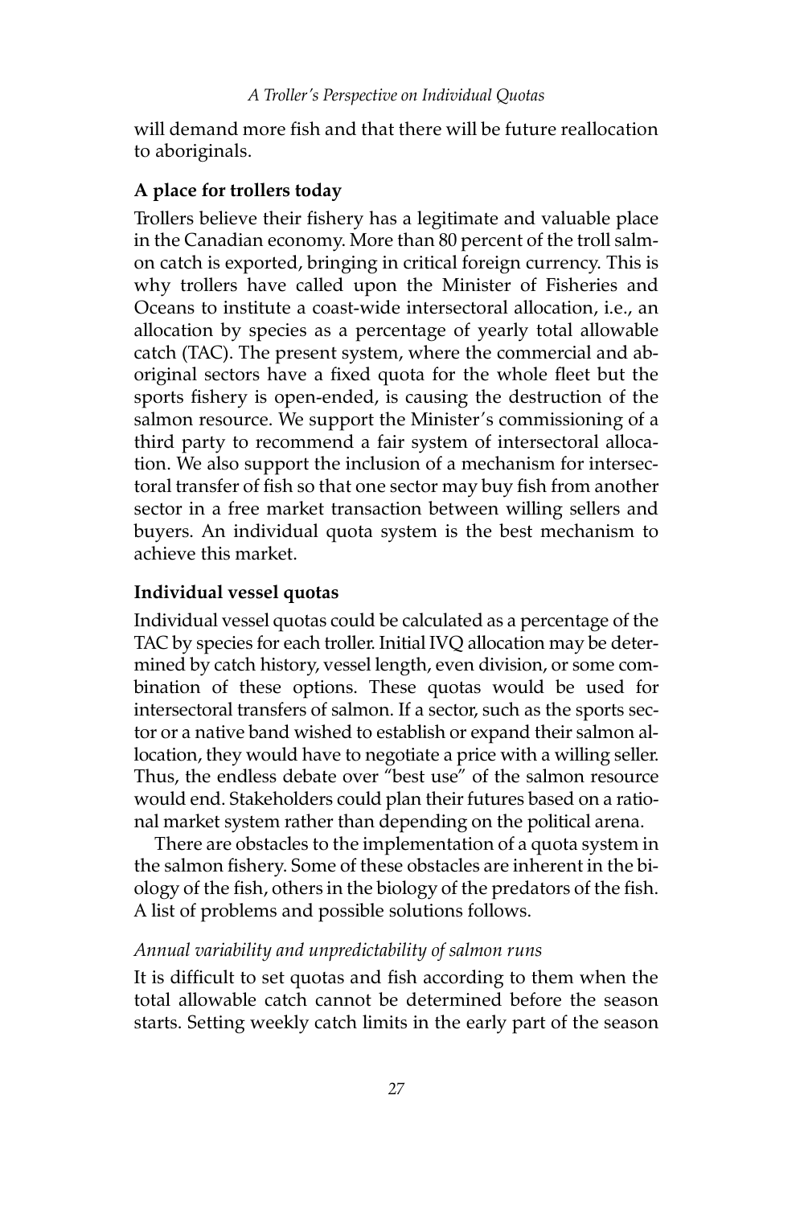will demand more fish and that there will be future reallocation to aboriginals.

### A place for trollers today

Trollers believe their fishery has a legitimate and valuable place in the Canadian economy. More than 80 percent of the troll salmon catch is exported, bringing in critical foreign currency. This is why trollers have called upon the Minister of Fisheries and Oceans to institute a coast-wide intersectoral allocation, i.e., an allocation by species as a percentage of yearly total allowable catch (TAC). The present system, where the commercial and aboriginal sectors have a fixed quota for the whole fleet but the sports fishery is open-ended, is causing the destruction of the salmon resource. We support the Minister's commissioning of a third party to recommend a fair system of intersectoral allocation. We also support the inclusion of a mechanism for intersectoral transfer of fish so that one sector may buy fish from another sector in a free market transaction between willing sellers and buyers. An individual quota system is the best mechanism to achieve this market.

### Individual vessel quotas

Individual vessel quotas could be calculated as a percentage of the TAC by species for each troller. Initial IVQ allocation may be determined by catch history, vessel length, even division, or some combination of these options. These quotas would be used for intersectoral transfers of salmon. If a sector, such as the sports sector or a native band wished to establish or expand their salmon allocation, they would have to negotiate a price with a willing seller. Thus, the endless debate over "best use" of the salmon resource would end. Stakeholders could plan their futures based on a rational market system rather than depending on the political arena.

There are obstacles to the implementation of a quota system in the salmon fishery. Some of these obstacles are inherent in the biology of the fish, others in the biology of the predators of the fish. A list of problems and possible solutions follows.

#### *Annual variability and unpredictability of salmon runs*

It is difficult to set quotas and fish according to them when the total allowable catch cannot be determined before the season starts. Setting weekly catch limits in the early part of the season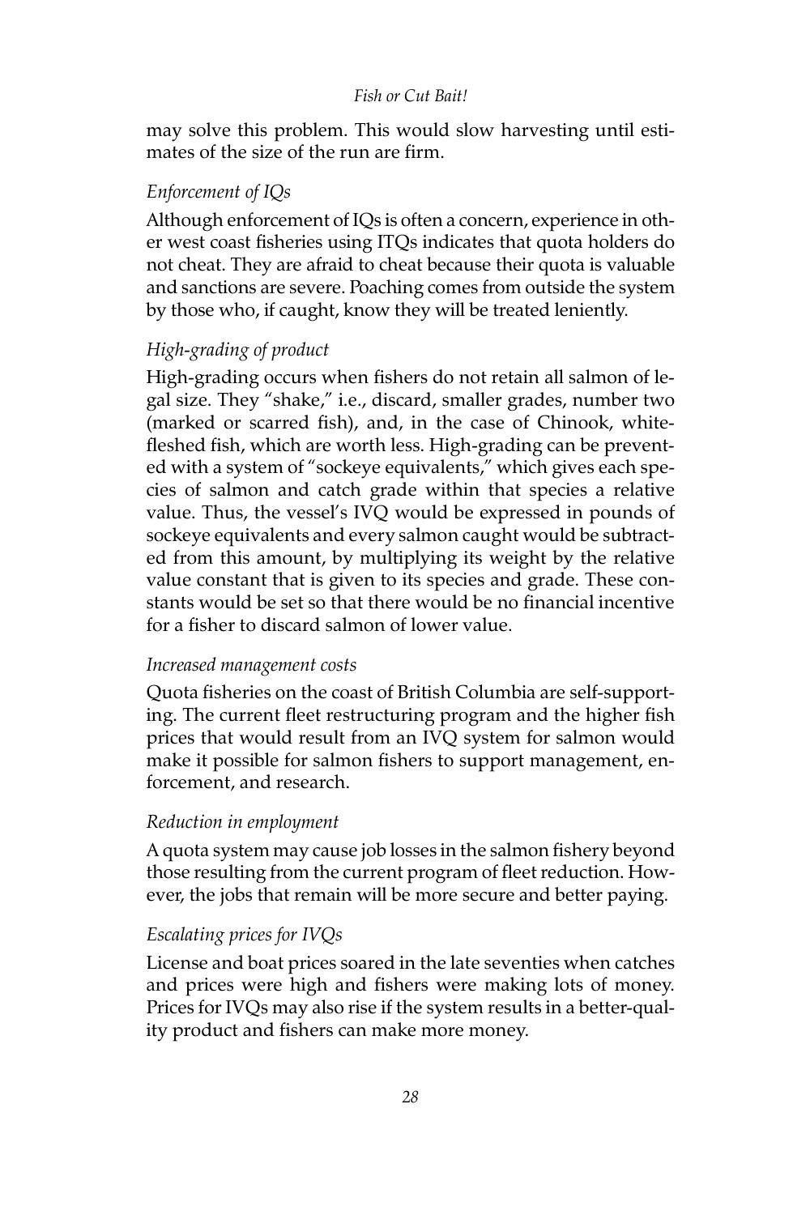may solve this problem. This would slow harvesting until estimates of the size of the run are firm.

### *Enforcement of IQs*

Although enforcement of IQs is often a concern, experience in other west coast fisheries using ITQs indicates that quota holders do not cheat. They are afraid to cheat because their quota is valuable and sanctions are severe. Poaching comes from outside the system by those who, if caught, know they will be treated leniently.

### *High-grading of product*

High-grading occurs when fishers do not retain all salmon of legal size. They "shake," i.e., discard, smaller grades, number two (marked or scarred fish), and, in the case of Chinook, white-fleshed fish, which are worth less. High-grading can be prevented with a system of "sockeye equivalents," which gives each species of salmon and catch grade within that species a relative value. Thus, the vessel's IVQ would be expressed in pounds of sockeye equivalents and every salmon caught would be subtracted from this amount, by multiplying its weight by the relative value constant that is given to its species and grade. These constants would be set so that there would be no financial incentive for a fisher to discard salmon of lower value.

### *Increased management costs*

Quota fisheries on the coast of British Columbia are self-supporting. The current fleet restructuring program and the higher fish prices that would result from an IVQ system for salmon would make it possible for salmon fishers to support management, enforcement, and research.

### *Reduction in employment*

A quota system may cause job losses in the salmon fishery beyond those resulting from the current program of fleet reduction. However, the jobs that remain will be more secure and better paying.

### *Escalating prices for IVQs*

License and boat prices soared in the late seventies when catches and prices were high and fishers were making lots of money. Prices for IVQs may also rise if the system results in a better-quality product and fishers can make more money.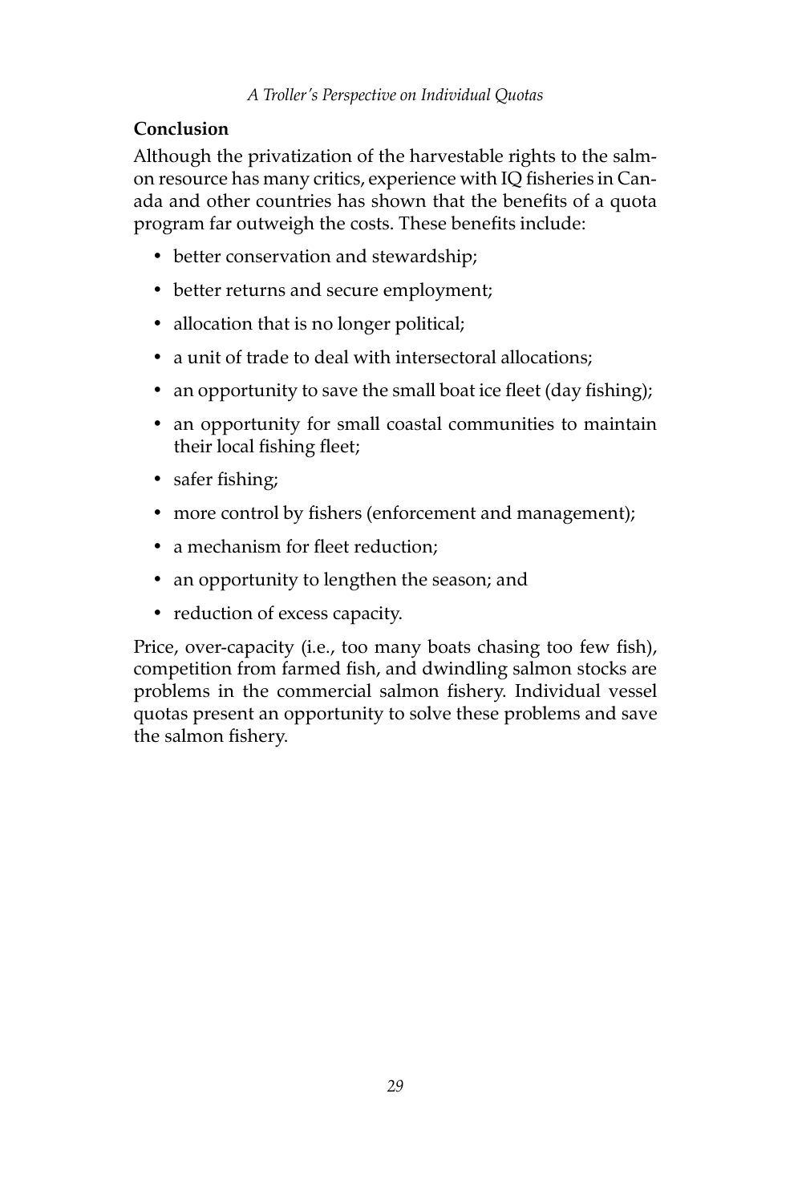## Conclusion

Although the privatization of the harvestable rights to the salmon resource has many critics, experience with IQ fisheries in Canada and other countries has shown that the benefits of a quota program far outweigh the costs. These benefits include:

- better conservation and stewardship;
- better returns and secure employment;
- allocation that is no longer political;
- a unit of trade to deal with intersectoral allocations;
- an opportunity to save the small boat ice fleet (day fishing);
- an opportunity for small coastal communities to maintain their local fishing fleet;
- safer fishing;
- more control by fishers (enforcement and management);
- a mechanism for fleet reduction;
- an opportunity to lengthen the season; and
- reduction of excess capacity.

Price, over-capacity (i.e., too many boats chasing too few fish), competition from farmed fish, and dwindling salmon stocks are problems in the commercial salmon fishery. Individual vessel quotas present an opportunity to solve these problems and save the salmon fishery.